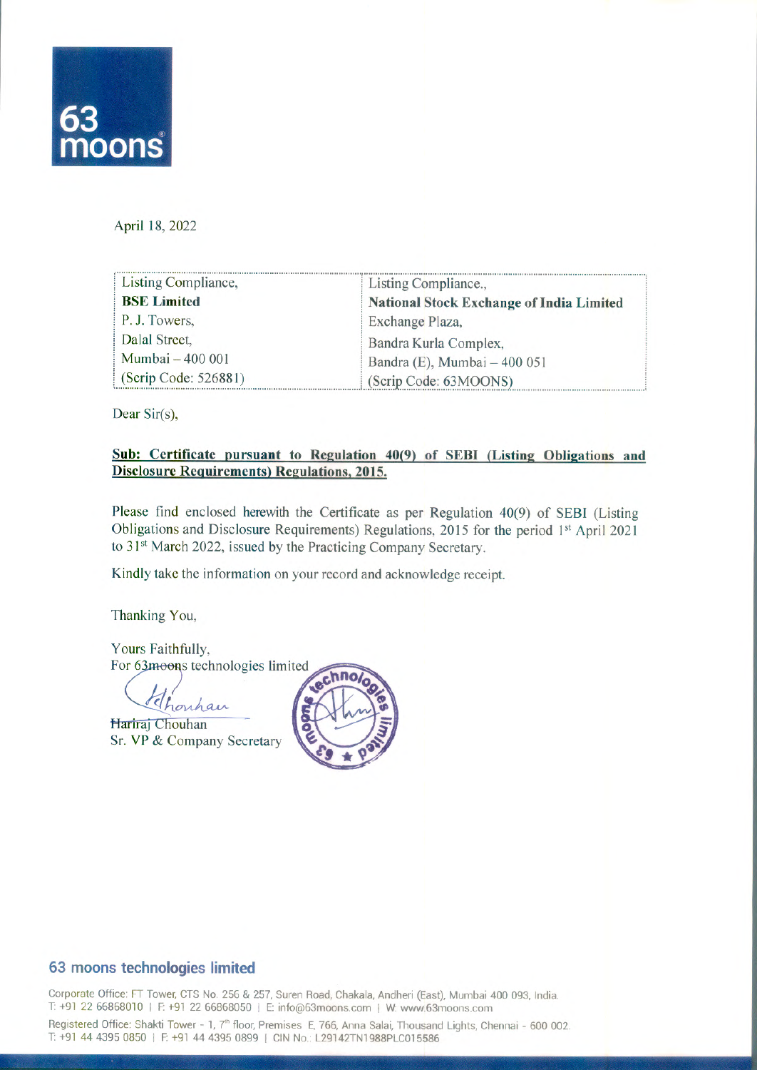63 moons

April 18, 2022

| Listing Compliance, | Listing Compliance., |
|---|---|
| **BSE Limited** | **National Stock Exchange of India Limited** |
| P. J. Towers, | Exchange Plaza, |
| Dalal Street, | Bandra Kurla Complex, |
| Mumbai – 400 001 | Bandra (E), Mumbai – 400 051 |
| (Scrip Code: 526881) | (Scrip Code: 63MOONS) |

Dear Sir(s),

**Sub: Certificate pursuant to Regulation 40(9) of SEBI (Listing Obligations and Disclosure Requirements) Regulations, 2015.**

Please find enclosed herewith the Certificate as per Regulation 40(9) of SEBI (Listing Obligations and Disclosure Requirements) Regulations, 2015 for the period 1st April 2021 to 31st March 2022, issued by the Practicing Company Secretary.

Kindly take the information on your record and acknowledge receipt.

Thanking You,

Yours Faithfully,
For 63moons technologies limited

Hariraj Chouhan
Sr. VP & Company Secretary

**63 moons technologies limited**

Corporate Office: FT Tower, CTS No. 256 & 257, Suren Road, Chakala, Andheri (East), Mumbai 400 093, India.
T: +91 22 66868010 | F: +91 22 66868050 | E: info@63moons.com | W: www.63moons.com

Registered Office: Shakti Tower - 1, 7th floor, Premises E, 766, Anna Salai, Thousand Lights, Chennai - 600 002.
T: +91 44 4395 0850 | F: +91 44 4395 0899 | CIN No.: L29142TN1988PLC015586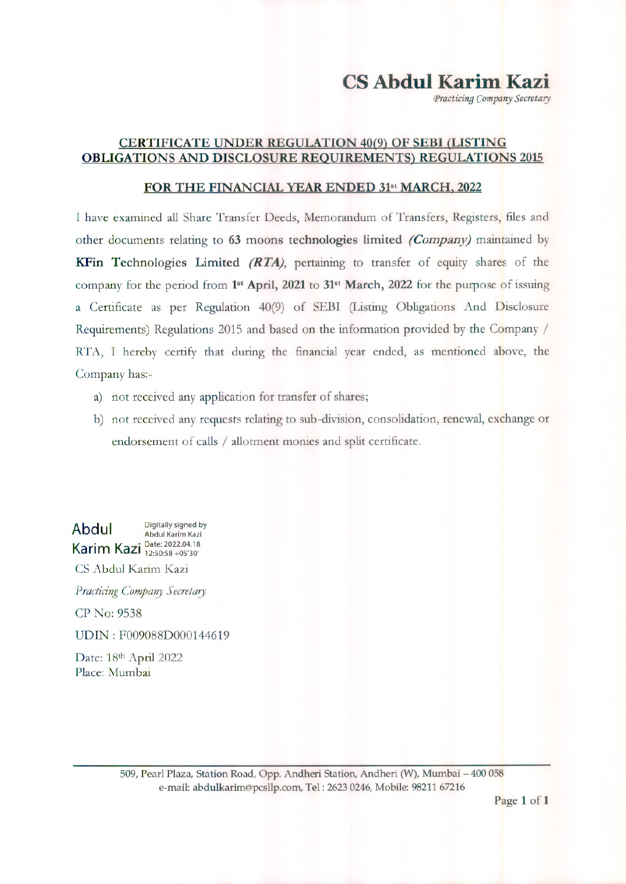# CS Abdul Karim Kazi

*Practicing Company Secretary*

## CERTIFICATE UNDER REGULATION 40(9) OF SEBI (LISTING OBLIGATIONS AND DISCLOSURE REQUIREMENTS) REGULATIONS 2015

### FOR THE FINANCIAL YEAR ENDED 31st MARCH, 2022

I have examined all Share Transfer Deeds, Memorandum of Transfers, Registers, files and other documents relating to **63 moons technologies limited** ***(Company)*** maintained by **KFin Technologies Limited** ***(RTA)***, pertaining to transfer of equity shares of the company for the period from **1st April, 2021** to **31st March, 2022** for the purpose of issuing a Certificate as per Regulation 40(9) of SEBI (Listing Obligations And Disclosure Requirements) Regulations 2015 and based on the information provided by the Company / RTA, I hereby certify that during the financial year ended, as mentioned above, the Company has:-

a) not received any application for transfer of shares;

b) not received any requests relating to sub-division, consolidation, renewal, exchange or endorsement of calls / allotment monies and split certificate.

Abdul Karim Kazi
Digitally signed by Abdul Karim Kazi
Date: 2022.04.18 12:50:58 +05'30'

CS Abdul Karim Kazi

*Practicing Company Secretary*

CP No: 9538

UDIN : F009088D000144619

Date: 18th April 2022

Place: Mumbai

509, Pearl Plaza, Station Road, Opp. Andheri Station, Andheri (W), Mumbai – 400 058
e-mail: abdulkarim@pcsllp.com, Tel : 2623 0246, Mobile: 98211 67216